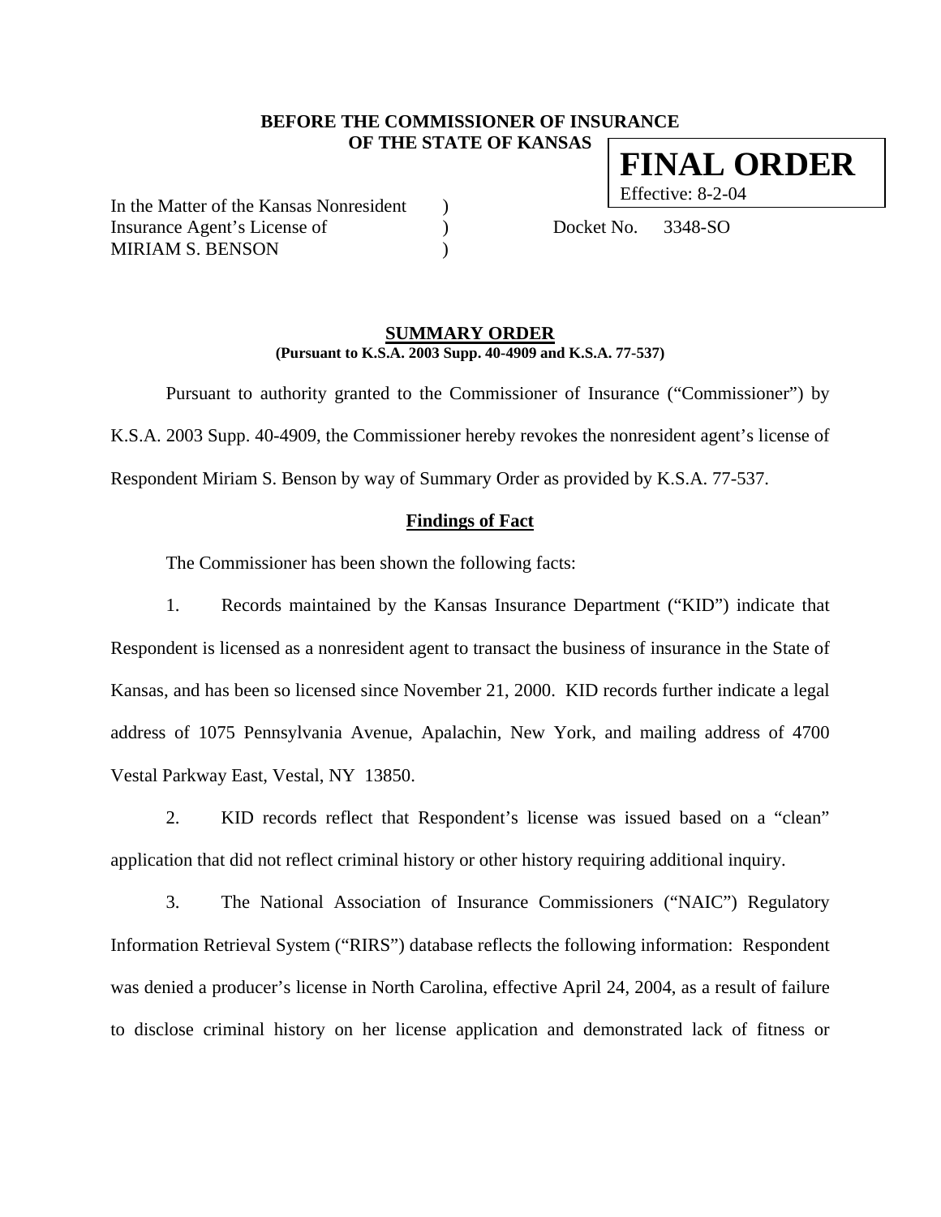**BEFORE THE COMMISSIONER OF INSURANCE**
**OF THE STATE OF KANSAS**

**FINAL ORDER**
Effective: 8-2-04

In the Matter of the Kansas Nonresident )
Insurance Agent's License of ) Docket No. 3348-SO
MIRIAM S. BENSON )

## SUMMARY ORDER

**(Pursuant to K.S.A. 2003 Supp. 40-4909 and K.S.A. 77-537)**

Pursuant to authority granted to the Commissioner of Insurance ("Commissioner") by K.S.A. 2003 Supp. 40-4909, the Commissioner hereby revokes the nonresident agent's license of Respondent Miriam S. Benson by way of Summary Order as provided by K.S.A. 77-537.

### Findings of Fact

The Commissioner has been shown the following facts:

1. Records maintained by the Kansas Insurance Department ("KID") indicate that Respondent is licensed as a nonresident agent to transact the business of insurance in the State of Kansas, and has been so licensed since November 21, 2000. KID records further indicate a legal address of 1075 Pennsylvania Avenue, Apalachin, New York, and mailing address of 4700 Vestal Parkway East, Vestal, NY 13850.

2. KID records reflect that Respondent's license was issued based on a "clean" application that did not reflect criminal history or other history requiring additional inquiry.

3. The National Association of Insurance Commissioners ("NAIC") Regulatory Information Retrieval System ("RIRS") database reflects the following information: Respondent was denied a producer's license in North Carolina, effective April 24, 2004, as a result of failure to disclose criminal history on her license application and demonstrated lack of fitness or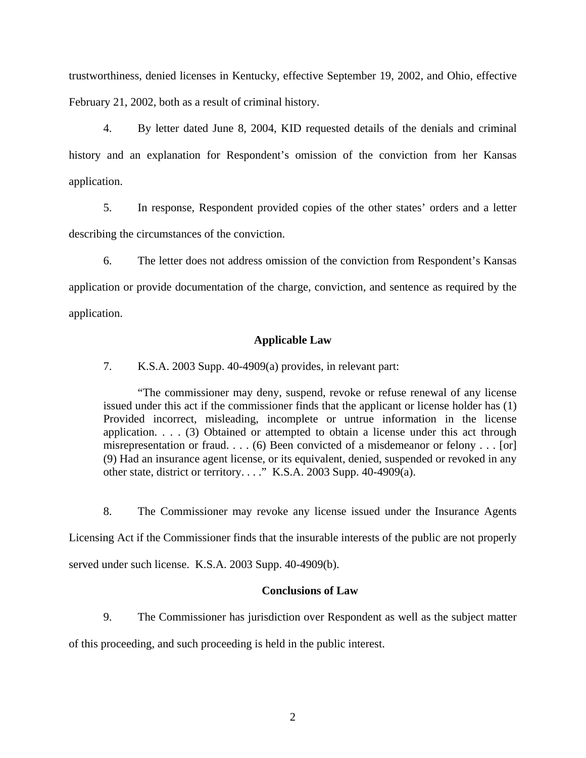trustworthiness, denied licenses in Kentucky, effective September 19, 2002, and Ohio, effective February 21, 2002, both as a result of criminal history.

4. By letter dated June 8, 2004, KID requested details of the denials and criminal history and an explanation for Respondent's omission of the conviction from her Kansas application.

5. In response, Respondent provided copies of the other states' orders and a letter describing the circumstances of the conviction.

6. The letter does not address omission of the conviction from Respondent's Kansas application or provide documentation of the charge, conviction, and sentence as required by the application.

### Applicable Law

7. K.S.A. 2003 Supp. 40-4909(a) provides, in relevant part:

> "The commissioner may deny, suspend, revoke or refuse renewal of any license issued under this act if the commissioner finds that the applicant or license holder has (1) Provided incorrect, misleading, incomplete or untrue information in the license application. . . . (3) Obtained or attempted to obtain a license under this act through misrepresentation or fraud. . . . (6) Been convicted of a misdemeanor or felony . . . [or] (9) Had an insurance agent license, or its equivalent, denied, suspended or revoked in any other state, district or territory. . . ." K.S.A. 2003 Supp. 40-4909(a).

8. The Commissioner may revoke any license issued under the Insurance Agents Licensing Act if the Commissioner finds that the insurable interests of the public are not properly served under such license. K.S.A. 2003 Supp. 40-4909(b).

### Conclusions of Law

9. The Commissioner has jurisdiction over Respondent as well as the subject matter of this proceeding, and such proceeding is held in the public interest.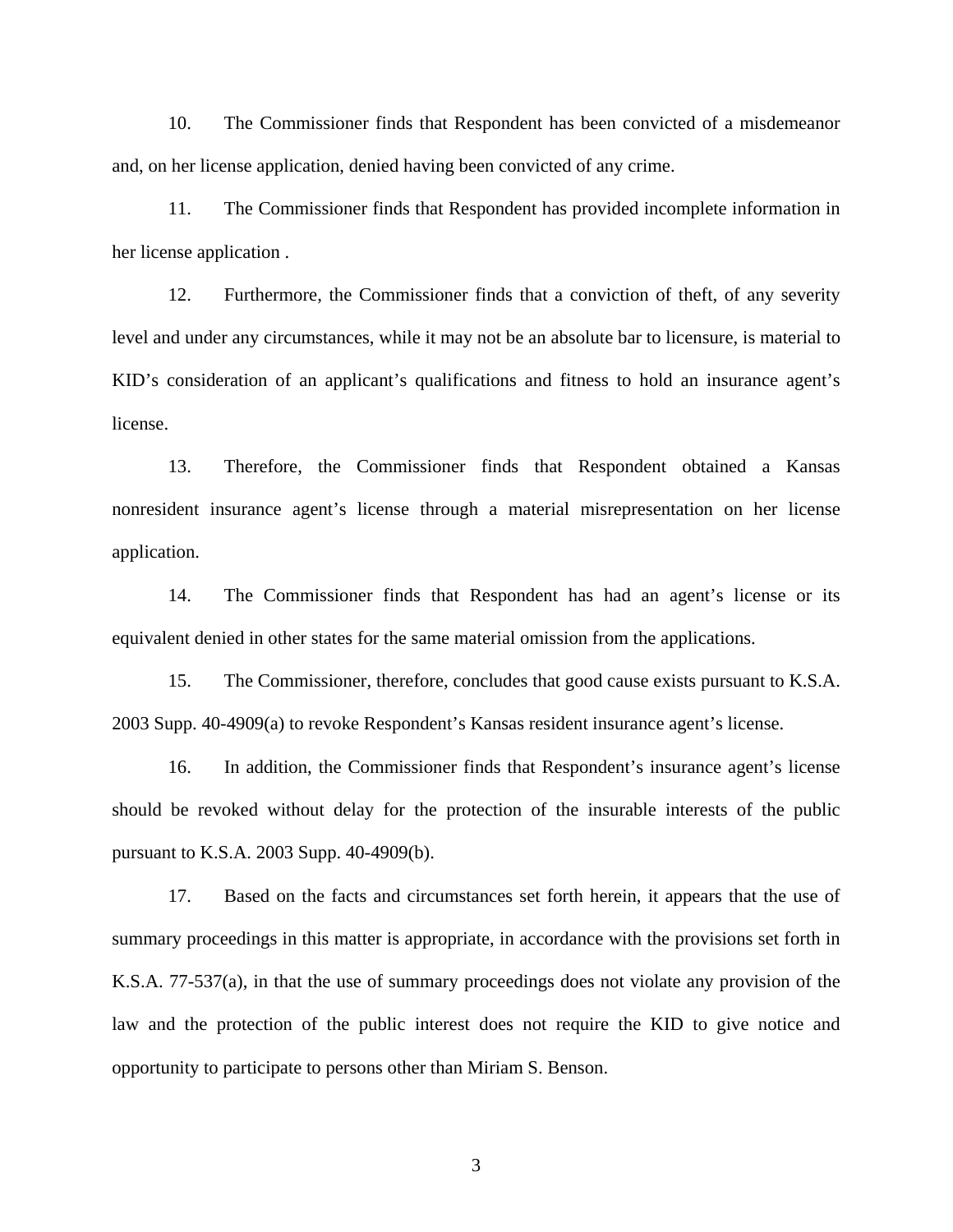10. The Commissioner finds that Respondent has been convicted of a misdemeanor and, on her license application, denied having been convicted of any crime.

11. The Commissioner finds that Respondent has provided incomplete information in her license application .

12. Furthermore, the Commissioner finds that a conviction of theft, of any severity level and under any circumstances, while it may not be an absolute bar to licensure, is material to KID's consideration of an applicant's qualifications and fitness to hold an insurance agent's license.

13. Therefore, the Commissioner finds that Respondent obtained a Kansas nonresident insurance agent's license through a material misrepresentation on her license application.

14. The Commissioner finds that Respondent has had an agent's license or its equivalent denied in other states for the same material omission from the applications.

15. The Commissioner, therefore, concludes that good cause exists pursuant to K.S.A. 2003 Supp. 40-4909(a) to revoke Respondent's Kansas resident insurance agent's license.

16. In addition, the Commissioner finds that Respondent's insurance agent's license should be revoked without delay for the protection of the insurable interests of the public pursuant to K.S.A. 2003 Supp. 40-4909(b).

17. Based on the facts and circumstances set forth herein, it appears that the use of summary proceedings in this matter is appropriate, in accordance with the provisions set forth in K.S.A. 77-537(a), in that the use of summary proceedings does not violate any provision of the law and the protection of the public interest does not require the KID to give notice and opportunity to participate to persons other than Miriam S. Benson.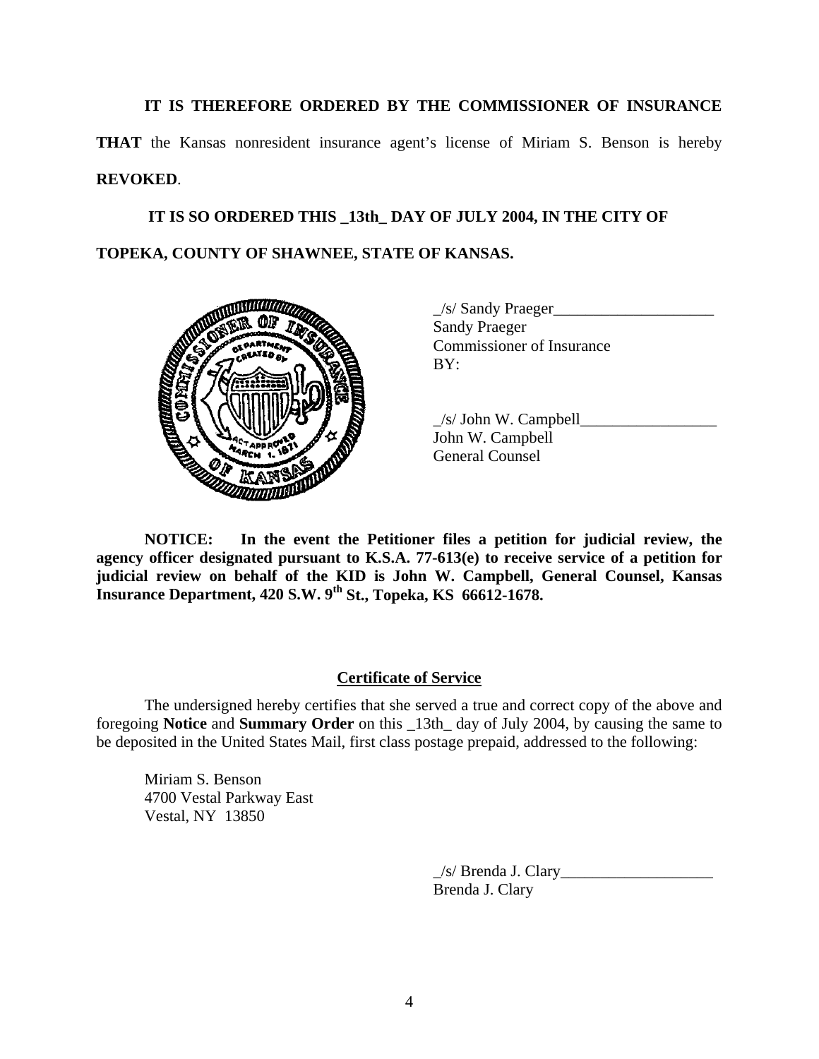**IT IS THEREFORE ORDERED BY THE COMMISSIONER OF INSURANCE THAT** the Kansas nonresident insurance agent's license of Miriam S. Benson is hereby **REVOKED**.

**IT IS SO ORDERED THIS _13th_ DAY OF JULY 2004, IN THE CITY OF TOPEKA, COUNTY OF SHAWNEE, STATE OF KANSAS.**

_/s/ Sandy Praeger____________________
Sandy Praeger
Commissioner of Insurance
BY:

_/s/ John W. Campbell_________________
John W. Campbell
General Counsel

**NOTICE: In the event the Petitioner files a petition for judicial review, the agency officer designated pursuant to K.S.A. 77-613(e) to receive service of a petition for judicial review on behalf of the KID is John W. Campbell, General Counsel, Kansas Insurance Department, 420 S.W. 9th St., Topeka, KS 66612-1678.**

## Certificate of Service

The undersigned hereby certifies that she served a true and correct copy of the above and foregoing **Notice** and **Summary Order** on this _13th_ day of July 2004, by causing the same to be deposited in the United States Mail, first class postage prepaid, addressed to the following:

Miriam S. Benson
4700 Vestal Parkway East
Vestal, NY 13850

_/s/ Brenda J. Clary___________________
Brenda J. Clary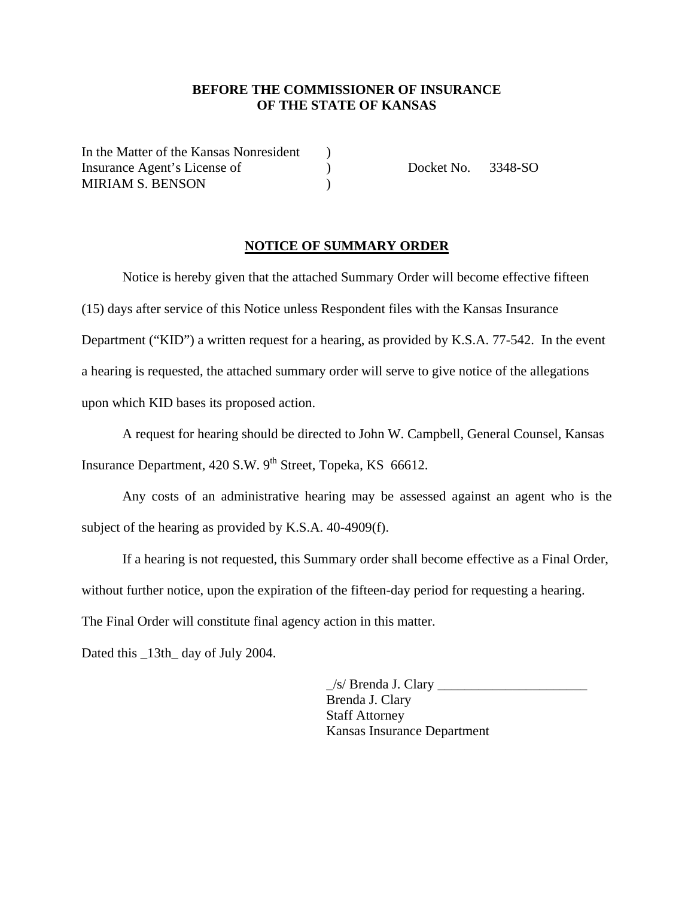**BEFORE THE COMMISSIONER OF INSURANCE**
**OF THE STATE OF KANSAS**

In the Matter of the Kansas Nonresident )
Insurance Agent's License of ) Docket No. 3348-SO
MIRIAM S. BENSON )

## NOTICE OF SUMMARY ORDER

Notice is hereby given that the attached Summary Order will become effective fifteen (15) days after service of this Notice unless Respondent files with the Kansas Insurance Department ("KID") a written request for a hearing, as provided by K.S.A. 77-542. In the event a hearing is requested, the attached summary order will serve to give notice of the allegations upon which KID bases its proposed action.

A request for hearing should be directed to John W. Campbell, General Counsel, Kansas Insurance Department, 420 S.W. 9th Street, Topeka, KS 66612.

Any costs of an administrative hearing may be assessed against an agent who is the subject of the hearing as provided by K.S.A. 40-4909(f).

If a hearing is not requested, this Summary order shall become effective as a Final Order, without further notice, upon the expiration of the fifteen-day period for requesting a hearing. The Final Order will constitute final agency action in this matter.

Dated this _13th_ day of July 2004.

_/s/ Brenda J. Clary ______________________
Brenda J. Clary
Staff Attorney
Kansas Insurance Department